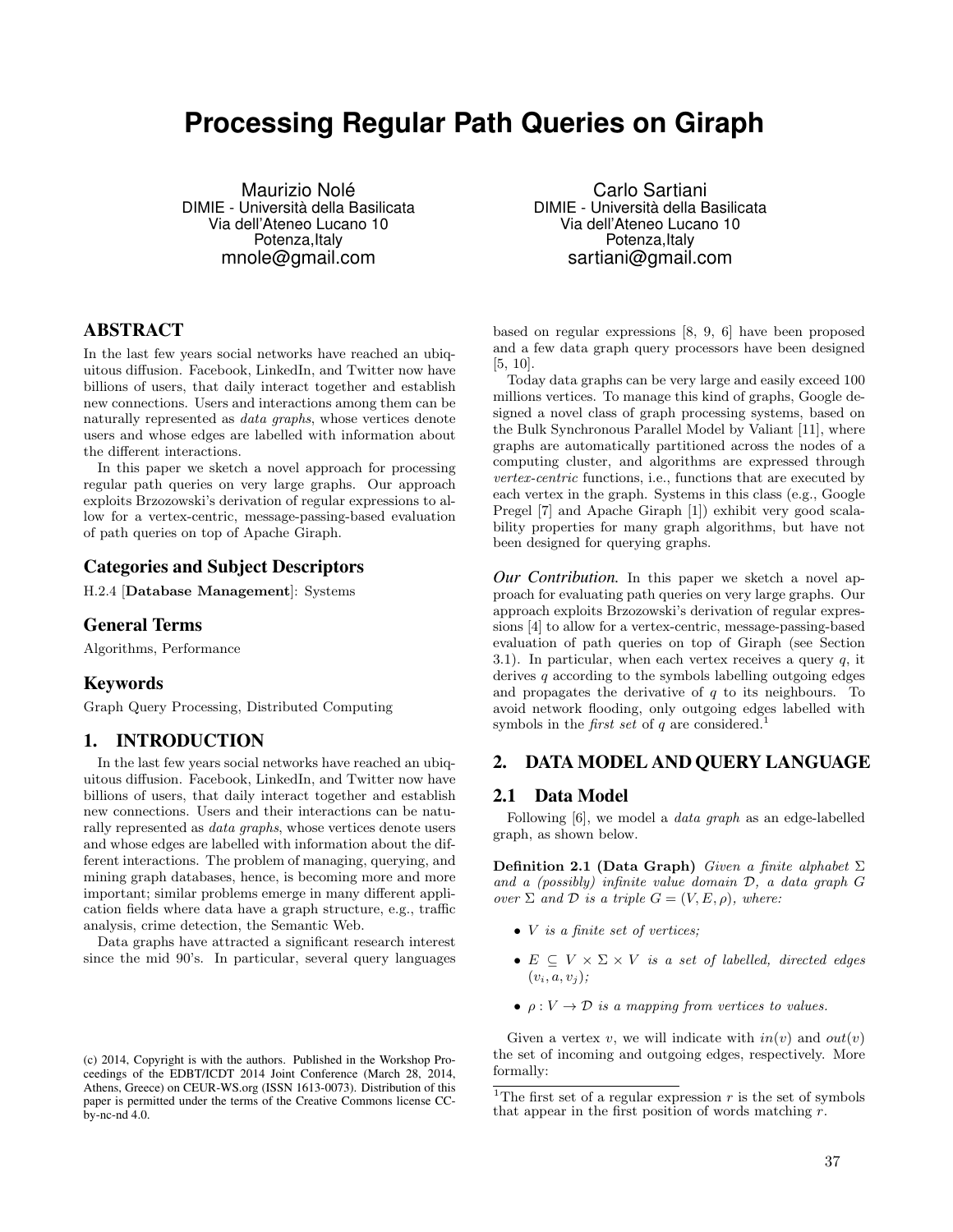# Processing Regular Path Queries on Giraph

Maurizio Nolé
DIMIE - Università della Basilicata
Via dell'Ateneo Lucano 10
Potenza,Italy
mnole@gmail.com

Carlo Sartiani
DIMIE - Università della Basilicata
Via dell'Ateneo Lucano 10
Potenza,Italy
sartiani@gmail.com

## ABSTRACT

In the last few years social networks have reached an ubiquitous diffusion. Facebook, LinkedIn, and Twitter now have billions of users, that daily interact together and establish new connections. Users and interactions among them can be naturally represented as *data graphs*, whose vertices denote users and whose edges are labelled with information about the different interactions.

In this paper we sketch a novel approach for processing regular path queries on very large graphs. Our approach exploits Brzozowski's derivation of regular expressions to allow for a vertex-centric, message-passing-based evaluation of path queries on top of Apache Giraph.

### Categories and Subject Descriptors

H.2.4 [**Database Management**]: Systems

### General Terms

Algorithms, Performance

### Keywords

Graph Query Processing, Distributed Computing

## 1. INTRODUCTION

In the last few years social networks have reached an ubiquitous diffusion. Facebook, LinkedIn, and Twitter now have billions of users, that daily interact together and establish new connections. Users and their interactions can be naturally represented as *data graphs*, whose vertices denote users and whose edges are labelled with information about the different interactions. The problem of managing, querying, and mining graph databases, hence, is becoming more and more important; similar problems emerge in many different application fields where data have a graph structure, e.g., traffic analysis, crime detection, the Semantic Web.

Data graphs have attracted a significant research interest since the mid 90's. In particular, several query languages based on regular expressions [8, 9, 6] have been proposed and a few data graph query processors have been designed [5, 10].

Today data graphs can be very large and easily exceed 100 millions vertices. To manage this kind of graphs, Google designed a novel class of graph processing systems, based on the Bulk Synchronous Parallel Model by Valiant [11], where graphs are automatically partitioned across the nodes of a computing cluster, and algorithms are expressed through *vertex-centric* functions, i.e., functions that are executed by each vertex in the graph. Systems in this class (e.g., Google Pregel [7] and Apache Giraph [1]) exhibit very good scalability properties for many graph algorithms, but have not been designed for querying graphs.

***Our Contribution.*** In this paper we sketch a novel approach for evaluating path queries on very large graphs. Our approach exploits Brzozowski's derivation of regular expressions [4] to allow for a vertex-centric, message-passing-based evaluation of path queries on top of Giraph (see Section 3.1). In particular, when each vertex receives a query $q$, it derives $q$ according to the symbols labelling outgoing edges and propagates the derivative of $q$ to its neighbours. To avoid network flooding, only outgoing edges labelled with symbols in the *first set* of $q$ are considered.[1]

## 2. DATA MODEL AND QUERY LANGUAGE

### 2.1 Data Model

Following [6], we model a *data graph* as an edge-labelled graph, as shown below.

**Definition 2.1 (Data Graph)** *Given a finite alphabet $\Sigma$ and a (possibly) infinite value domain $\mathcal{D}$, a data graph $G$ over $\Sigma$ and $\mathcal{D}$ is a triple $G = (V, E, \rho)$, where:*

- *$V$ is a finite set of vertices;*
- *$E \subseteq V \times \Sigma \times V$ is a set of labelled, directed edges $(v_i, a, v_j)$;*
- *$\rho : V \to \mathcal{D}$ is a mapping from vertices to values.*

Given a vertex $v$, we will indicate with $in(v)$ and $out(v)$ the set of incoming and outgoing edges, respectively. More formally:

[1] The first set of a regular expression $r$ is the set of symbols that appear in the first position of words matching $r$.

(c) 2014, Copyright is with the authors. Published in the Workshop Proceedings of the EDBT/ICDT 2014 Joint Conference (March 28, 2014, Athens, Greece) on CEUR-WS.org (ISSN 1613-0073). Distribution of this paper is permitted under the terms of the Creative Commons license CC-by-nc-nd 4.0.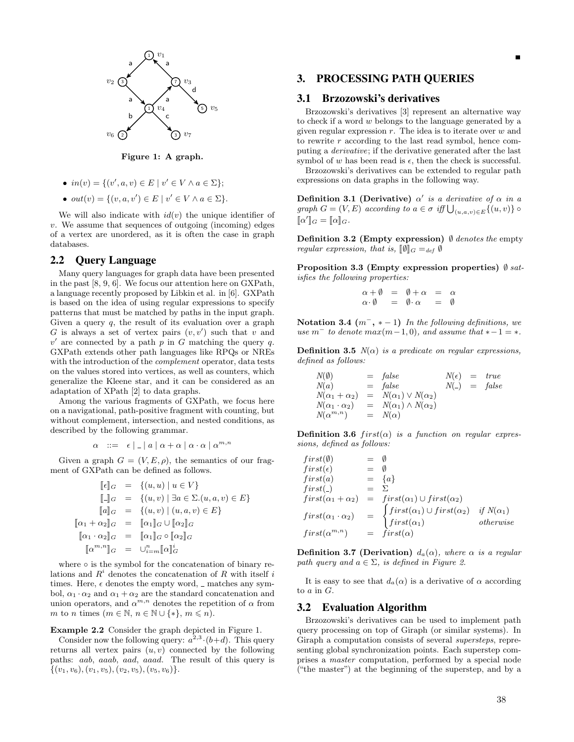Figure 1: A graph.

- $in(v) = \{(v', a, v) \in E \mid v' \in V \wedge a \in \Sigma\}$;
- $out(v) = \{(v, a, v') \in E \mid v' \in V \wedge a \in \Sigma\}$.

We will also indicate with $id(v)$ the unique identifier of $v$. We assume that sequences of outgoing (incoming) edges of a vertex are unordered, as it is often the case in graph databases.

## 2.2 Query Language

Many query languages for graph data have been presented in the past [8, 9, 6]. We focus our attention here on GXPath, a language recently proposed by Libkin et al. in [6]. GXPath is based on the idea of using regular expressions to specify patterns that must be matched by paths in the input graph. Given a query $q$, the result of its evaluation over a graph $G$ is always a set of vertex pairs $(v, v')$ such that $v$ and $v'$ are connected by a path $p$ in $G$ matching the query $q$. GXPath extends other path languages like RPQs or NREs with the introduction of the *complement* operator, data tests on the values stored into vertices, as well as counters, which generalize the Kleene star, and it can be considered as an adaptation of XPath [2] to data graphs.

Among the various fragments of GXPath, we focus here on a navigational, path-positive fragment with counting, but without complement, intersection, and nested conditions, as described by the following grammar.

$$\alpha \quad ::= \quad \epsilon \mid \_ \mid a \mid \alpha + \alpha \mid \alpha \cdot \alpha \mid \alpha^{m,n}$$

Given a graph $G = (V, E, \rho)$, the semantics of our fragment of GXPath can be defined as follows.

$$\begin{aligned}
[\![\epsilon]\!]_G &= \{(u, u) \mid u \in V\} \\
[\![\_]\!]_G &= \{(u, v) \mid \exists a \in \Sigma.(u, a, v) \in E\} \\
[\![a]\!]_G &= \{(u, v) \mid (u, a, v) \in E\} \\
[\![\alpha_1 + \alpha_2]\!]_G &= [\![\alpha_1]\!]_G \cup [\![\alpha_2]\!]_G \\
[\![\alpha_1 \cdot \alpha_2]\!]_G &= [\![\alpha_1]\!]_G \circ [\![\alpha_2]\!]_G \\
[\![\alpha^{m,n}]\!]_G &= \cup_{i=m}^{n} [\![\alpha]\!]_G^i
\end{aligned}$$

where $\circ$ is the symbol for the concatenation of binary relations and $R^i$ denotes the concatenation of $R$ with itself $i$ times. Here, $\epsilon$ denotes the empty word, $\_$ matches any symbol, $\alpha_1 \cdot \alpha_2$ and $\alpha_1 + \alpha_2$ are the standard concatenation and union operators, and $\alpha^{m,n}$ denotes the repetition of $\alpha$ from $m$ to $n$ times ($m \in \mathbb{N}$, $n \in \mathbb{N} \cup \{*\}$, $m \leqslant n$).

**Example 2.2** Consider the graph depicted in Figure 1.

Consider now the following query: $a^{2,3} \cdot (b+d)$. This query returns all vertex pairs $(u, v)$ connected by the following paths: *aab*, *aaab*, *aad*, *aaad*. The result of this query is $\{(v_1, v_6), (v_1, v_5), (v_2, v_5), (v_5, v_6)\}$.

■

# 3. PROCESSING PATH QUERIES

## 3.1 Brzozowski's derivatives

Brzozowski's derivatives [3] represent an alternative way to check if a word $w$ belongs to the language generated by a given regular expression $r$. The idea is to iterate over $w$ and to rewrite $r$ according to the last read symbol, hence computing a *derivative*; if the derivative generated after the last symbol of $w$ has been read is $\epsilon$, then the check is successful.

Brzozowski's derivatives can be extended to regular path expressions on data graphs in the following way.

**Definition 3.1 (Derivative)** *$\alpha'$ is a derivative of $\alpha$ in a graph $G = (V, E)$ according to $a \in \sigma$ iff $\bigcup_{(u,a,v) \in E} \{(u, v)\} \circ [\![\alpha']\!]_G = [\![\alpha]\!]_G$.*

**Definition 3.2 (Empty expression)** *$\emptyset$ denotes the* empty *regular expression, that is, $[\![\emptyset]\!]_G =_{def} \emptyset$*

**Proposition 3.3 (Empty expression properties)** *$\emptyset$ satisfies the following properties:*

$$\begin{aligned}
\alpha + \emptyset &= \emptyset + \alpha = \alpha \\
\alpha \cdot \emptyset &= \emptyset \cdot \alpha = \emptyset
\end{aligned}$$

**Notation 3.4 ($m^-$, $*-1$)** *In the following definitions, we use $m^-$ to denote $max(m-1, 0)$, and assume that $*-1 = *$.*

**Definition 3.5** *$N(\alpha)$ is a predicate on regular expressions, defined as follows:*

$$\begin{aligned}
N(\emptyset) &= false & N(\epsilon) &= true \\
N(a) &= false & N(\_) &= false \\
N(\alpha_1 + \alpha_2) &= N(\alpha_1) \vee N(\alpha_2) \\
N(\alpha_1 \cdot \alpha_2) &= N(\alpha_1) \wedge N(\alpha_2) \\
N(\alpha^{m,n}) &= N(\alpha)
\end{aligned}$$

**Definition 3.6** *$first(\alpha)$ is a function on regular expressions, defined as follows:*

$$\begin{aligned}
first(\emptyset) &= \emptyset \\
first(\epsilon) &= \emptyset \\
first(a) &= \{a\} \\
first(\_) &= \Sigma \\
first(\alpha_1 + \alpha_2) &= first(\alpha_1) \cup first(\alpha_2) \\
first(\alpha_1 \cdot \alpha_2) &= \begin{cases} first(\alpha_1) \cup first(\alpha_2) & \text{if } N(\alpha_1) \\ first(\alpha_1) & \text{otherwise} \end{cases} \\
first(\alpha^{m,n}) &= first(\alpha)
\end{aligned}$$

**Definition 3.7 (Derivation)** *$d_a(\alpha)$, where $\alpha$ is a regular path query and $a \in \Sigma$, is defined in Figure 2.*

It is easy to see that $d_a(\alpha)$ is a derivative of $\alpha$ according to $a$ in $G$.

## 3.2 Evaluation Algorithm

Brzozowski's derivatives can be used to implement path query processing on top of Giraph (or similar systems). In Giraph a computation consists of several *supersteps*, representing global synchronization points. Each superstep comprises a *master* computation, performed by a special node ("the master") at the beginning of the superstep, and by a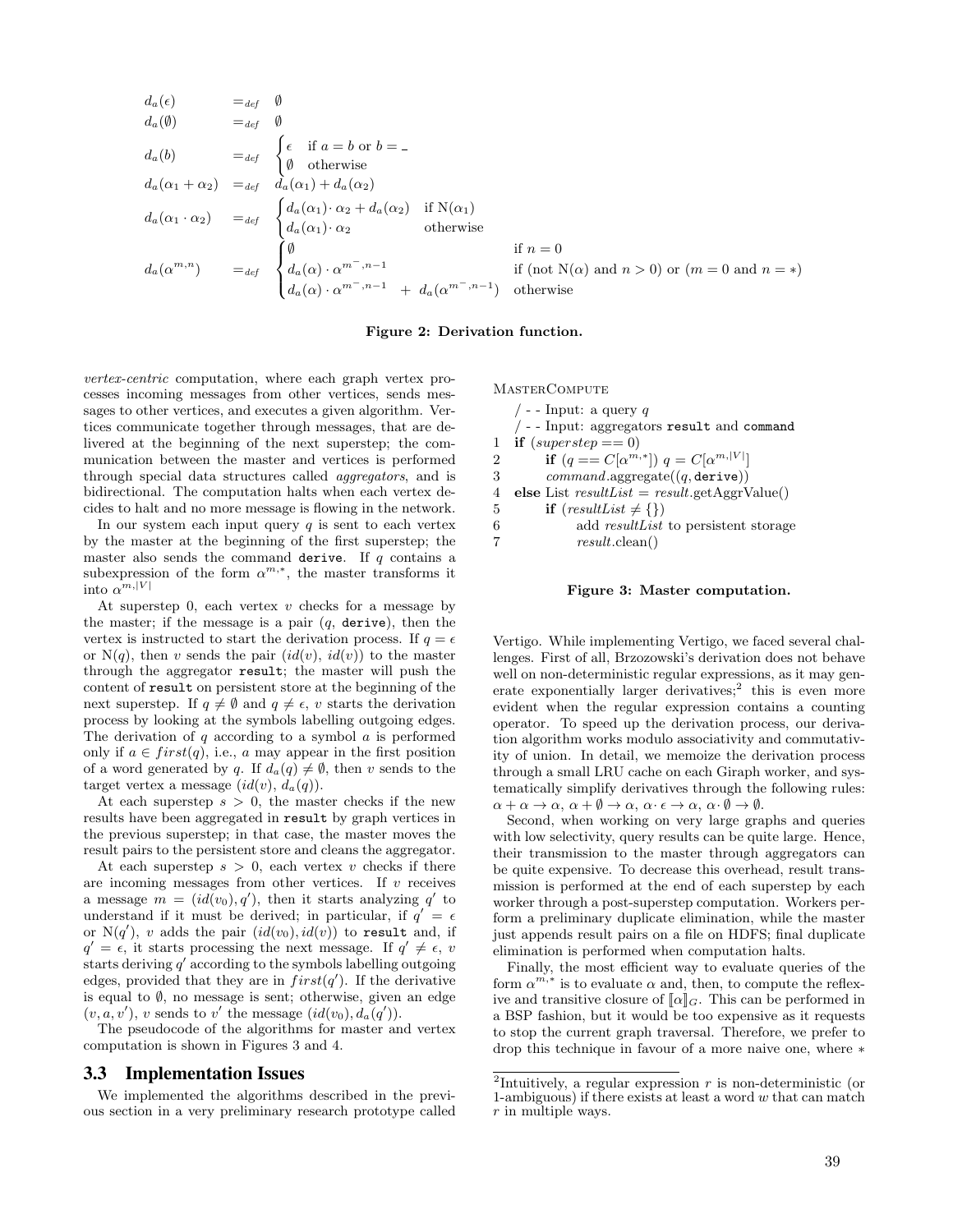$$
\begin{array}{lll}
d_a(\epsilon) & =_{def} & \emptyset \\
d_a(\emptyset) & =_{def} & \emptyset \\
d_a(b) & =_{def} & \begin{cases} \epsilon & \text{if } a = b \text{ or } b = \_ \\ \emptyset & \text{otherwise} \end{cases} \\
d_a(\alpha_1 + \alpha_2) & =_{def} & d_a(\alpha_1) + d_a(\alpha_2) \\
d_a(\alpha_1 \cdot \alpha_2) & =_{def} & \begin{cases} d_a(\alpha_1) \cdot \alpha_2 + d_a(\alpha_2) & \text{if N}(\alpha_1) \\ d_a(\alpha_1) \cdot \alpha_2 & \text{otherwise} \end{cases} \\
d_a(\alpha^{m,n}) & =_{def} & \begin{cases} \emptyset & \text{if } n = 0 \\ d_a(\alpha) \cdot \alpha^{m^-, n-1} & \text{if (not N}(\alpha) \text{ and } n > 0) \text{ or } (m = 0 \text{ and } n = *) \\ d_a(\alpha) \cdot \alpha^{m^-, n-1} \; + \; d_a(\alpha^{m^-, n-1}) & \text{otherwise} \end{cases}
\end{array}
$$

**Figure 2: Derivation function.**

*vertex-centric* computation, where each graph vertex processes incoming messages from other vertices, sends messages to other vertices, and executes a given algorithm. Vertices communicate together through messages, that are delivered at the beginning of the next superstep; the communication between the master and vertices is performed through special data structures called *aggregators*, and is bidirectional. The computation halts when each vertex decides to halt and no more message is flowing in the network.

In our system each input query $q$ is sent to each vertex by the master at the beginning of the first superstep; the master also sends the command `derive`. If $q$ contains a subexpression of the form $\alpha^{m,*}$, the master transforms it into $\alpha^{m,|V|}$

At superstep 0, each vertex $v$ checks for a message by the master; if the message is a pair ($q$, `derive`), then the vertex is instructed to start the derivation process. If $q = \epsilon$ or N($q$), then $v$ sends the pair ($id(v)$, $id(v)$) to the master through the aggregator `result`; the master will push the content of `result` on persistent store at the beginning of the next superstep. If $q \neq \emptyset$ and $q \neq \epsilon$, $v$ starts the derivation process by looking at the symbols labelling outgoing edges. The derivation of $q$ according to a symbol $a$ is performed only if $a \in first(q)$, i.e., $a$ may appear in the first position of a word generated by $q$. If $d_a(q) \neq \emptyset$, then $v$ sends to the target vertex a message ($id(v)$, $d_a(q)$).

At each superstep $s > 0$, the master checks if the new results have been aggregated in `result` by graph vertices in the previous superstep; in that case, the master moves the result pairs to the persistent store and cleans the aggregator.

At each superstep $s > 0$, each vertex $v$ checks if there are incoming messages from other vertices. If $v$ receives a message $m = (id(v_0), q')$, then it starts analyzing $q'$ to understand if it must be derived; in particular, if $q' = \epsilon$ or N($q'$), $v$ adds the pair $(id(v_0), id(v))$ to `result` and, if $q' = \epsilon$, it starts processing the next message. If $q' \neq \epsilon$, $v$ starts deriving $q'$ according to the symbols labelling outgoing edges, provided that they are in $first(q')$. If the derivative is equal to $\emptyset$, no message is sent; otherwise, given an edge $(v, a, v')$, $v$ sends to $v'$ the message $(id(v_0), d_a(q'))$.

The pseudocode of the algorithms for master and vertex computation is shown in Figures 3 and 4.

```
MasterCompute
   / - - Input: a query q
   / - - Input: aggregators result and command
1  if (superstep == 0)
2      if (q == C[α^{m,*}]) q = C[α^{m,|V|}]
3      command.aggregate((q, derive))
4  else List resultList = result.getAggrValue()
5      if (resultList ≠ {})
6          add resultList to persistent storage
7          result.clean()
```

**Figure 3: Master computation.**

## 3.3 Implementation Issues

We implemented the algorithms described in the previous section in a very preliminary research prototype called Vertigo. While implementing Vertigo, we faced several challenges. First of all, Brzozowski's derivation does not behave well on non-deterministic regular expressions, as it may generate exponentially larger derivatives;[2] this is even more evident when the regular expression contains a counting operator. To speed up the derivation process, our derivation algorithm works modulo associativity and commutativity of union. In detail, we memoize the derivation process through a small LRU cache on each Giraph worker, and systematically simplify derivatives through the following rules: $\alpha + \alpha \to \alpha$, $\alpha + \emptyset \to \alpha$, $\alpha \cdot \epsilon \to \alpha$, $\alpha \cdot \emptyset \to \emptyset$.

Second, when working on very large graphs and queries with low selectivity, query results can be quite large. Hence, their transmission to the master through aggregators can be quite expensive. To decrease this overhead, result transmission is performed at the end of each superstep by each worker through a post-superstep computation. Workers perform a preliminary duplicate elimination, while the master just appends result pairs on a file on HDFS; final duplicate elimination is performed when computation halts.

Finally, the most efficient way to evaluate queries of the form $\alpha^{m,*}$ is to evaluate $\alpha$ and, then, to compute the reflexive and transitive closure of $[\![\alpha]\!]_G$. This can be performed in a BSP fashion, but it would be too expensive as it requests to stop the current graph traversal. Therefore, we prefer to drop this technique in favour of a more naive one, where $*$

[2] Intuitively, a regular expression $r$ is non-deterministic (or 1-ambiguous) if there exists at least a word $w$ that can match $r$ in multiple ways.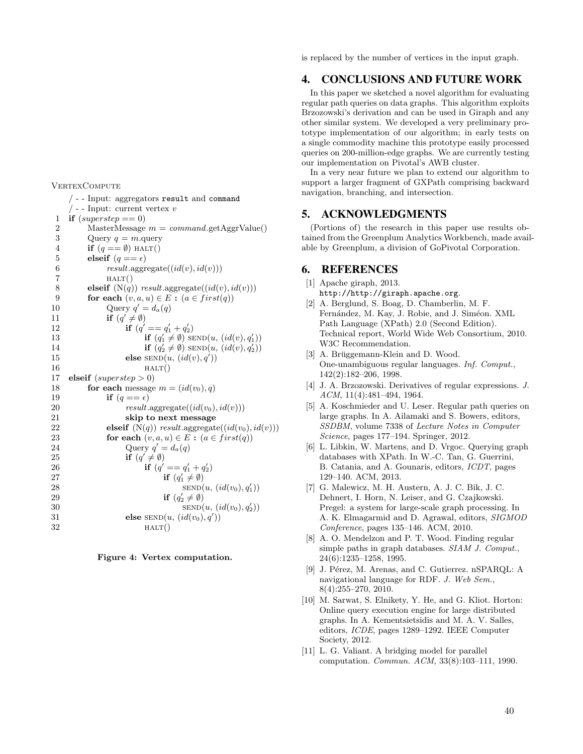VertexCompute

```
    / - - Input: aggregators result and command
    / - - Input: current vertex v
1   if (superstep == 0)
2       MasterMessage m = command.getAggrValue()
3       Query q = m.query
4       if (q == ∅) HALT()
5       elseif (q == ε)
6           result.aggregate((id(v), id(v)))
7           HALT()
8       elseif (N(q)) result.aggregate((id(v), id(v)))
9       for each (v, a, u) ∈ E : (a ∈ first(q))
10          Query q' = d_a(q)
11          if (q' ≠ ∅)
12              if (q' == q'_1 + q'_2)
13                  if (q'_1 ≠ ∅) SEND(u, (id(v), q'_1))
14                  if (q'_2 ≠ ∅) SEND(u, (id(v), q'_2))
15              else SEND(u, (id(v), q'))
16              HALT()
17  elseif (superstep > 0)
18      for each message m = (id(v_0), q)
19          if (q == ε)
20              result.aggregate((id(v_0), id(v)))
21              skip to next message
22          elseif (N(q)) result.aggregate((id(v_0), id(v)))
23          for each (v, a, u) ∈ E : (a ∈ first(q))
24              Query q' = d_a(q)
25              if (q' ≠ ∅)
26                  if (q' == q'_1 + q'_2)
27                      if (q'_1 ≠ ∅)
28                          SEND(u, (id(v_0), q'_1))
29                      if (q'_2 ≠ ∅)
30                          SEND(u, (id(v_0), q'_2))
31              else SEND(u, (id(v_0), q'))
32              HALT()
```

**Figure 4: Vertex computation.**

is replaced by the number of vertices in the input graph.

## 4. CONCLUSIONS AND FUTURE WORK

In this paper we sketched a novel algorithm for evaluating regular path queries on data graphs. This algorithm exploits Brzozowski's derivation and can be used in Giraph and any other similar system. We developed a very preliminary prototype implementation of our algorithm; in early tests on a single commodity machine this prototype easily processed queries on 200-million-edge graphs. We are currently testing our implementation on Pivotal's AWB cluster.

In a very near future we plan to extend our algorithm to support a larger fragment of GXPath comprising backward navigation, branching, and intersection.

## 5. ACKNOWLEDGMENTS

(Portions of) the research in this paper use results obtained from the Greenplum Analytics Workbench, made available by Greenplum, a division of GoPivotal Corporation.

## 6. REFERENCES

[1] Apache giraph, 2013. http://http://giraph.apache.org.

[2] A. Berglund, S. Boag, D. Chamberlin, M. F. Fernández, M. Kay, J. Robie, and J. Siméon. XML Path Language (XPath) 2.0 (Second Edition). Technical report, World Wide Web Consortium, 2010. W3C Recommendation.

[3] A. Brüggemann-Klein and D. Wood. One-unambiguous regular languages. *Inf. Comput.*, 142(2):182–206, 1998.

[4] J. A. Brzozowski. Derivatives of regular expressions. *J. ACM*, 11(4):481–494, 1964.

[5] A. Koschmieder and U. Leser. Regular path queries on large graphs. In A. Ailamaki and S. Bowers, editors, *SSDBM*, volume 7338 of *Lecture Notes in Computer Science*, pages 177–194. Springer, 2012.

[6] L. Libkin, W. Martens, and D. Vrgoc. Querying graph databases with XPath. In W.-C. Tan, G. Guerrini, B. Catania, and A. Gounaris, editors, *ICDT*, pages 129–140. ACM, 2013.

[7] G. Malewicz, M. H. Austern, A. J. C. Bik, J. C. Dehnert, I. Horn, N. Leiser, and G. Czajkowski. Pregel: a system for large-scale graph processing. In A. K. Elmagarmid and D. Agrawal, editors, *SIGMOD Conference*, pages 135–146. ACM, 2010.

[8] A. O. Mendelzon and P. T. Wood. Finding regular simple paths in graph databases. *SIAM J. Comput.*, 24(6):1235–1258, 1995.

[9] J. Pérez, M. Arenas, and C. Gutierrez. nSPARQL: A navigational language for RDF. *J. Web Sem.*, 8(4):255–270, 2010.

[10] M. Sarwat, S. Elnikety, Y. He, and G. Kliot. Horton: Online query execution engine for large distributed graphs. In A. Kementsietsidis and M. A. V. Salles, editors, *ICDE*, pages 1289–1292. IEEE Computer Society, 2012.

[11] L. G. Valiant. A bridging model for parallel computation. *Commun. ACM*, 33(8):103–111, 1990.